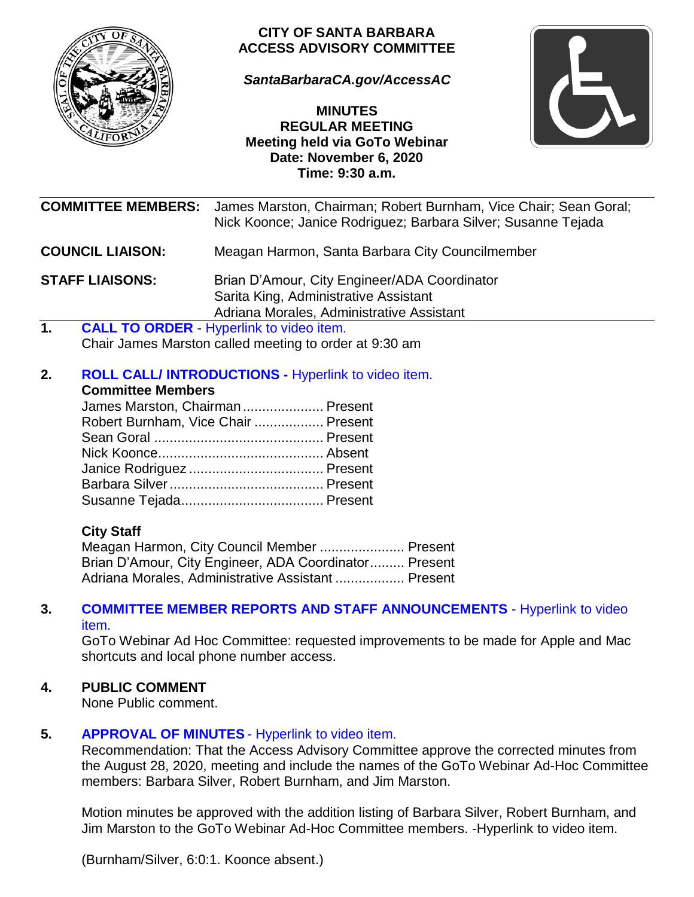# CITY OF SANTA BARBARA ACCESS ADVISORY COMMITTEE

***SantaBarbaraCA.gov/AccessAC***

**MINUTES**
**REGULAR MEETING**
**Meeting held via GoTo Webinar**
**Date: November 6, 2020**
**Time: 9:30 a.m.**

**COMMITTEE MEMBERS:** James Marston, Chairman; Robert Burnham, Vice Chair; Sean Goral; Nick Koonce; Janice Rodriguez; Barbara Silver; Susanne Tejada

**COUNCIL LIAISON:** Meagan Harmon, Santa Barbara City Councilmember

**STAFF LIAISONS:** Brian D'Amour, City Engineer/ADA Coordinator
Sarita King, Administrative Assistant
Adriana Morales, Administrative Assistant

## 1. CALL TO ORDER - Hyperlink to video item.

Chair James Marston called meeting to order at 9:30 am

## 2. ROLL CALL/ INTRODUCTIONS - Hyperlink to video item.

**Committee Members**

James Marston, Chairman ..................... Present
Robert Burnham, Vice Chair .................. Present
Sean Goral ............................................ Present
Nick Koonce........................................... Absent
Janice Rodriguez ................................... Present
Barbara Silver ........................................ Present
Susanne Tejada..................................... Present

**City Staff**

Meagan Harmon, City Council Member ...................... Present
Brian D'Amour, City Engineer, ADA Coordinator......... Present
Adriana Morales, Administrative Assistant .................. Present

## 3. COMMITTEE MEMBER REPORTS AND STAFF ANNOUNCEMENTS - Hyperlink to video item.

GoTo Webinar Ad Hoc Committee: requested improvements to be made for Apple and Mac shortcuts and local phone number access.

## 4. PUBLIC COMMENT

None Public comment.

## 5. APPROVAL OF MINUTES - Hyperlink to video item.

Recommendation: That the Access Advisory Committee approve the corrected minutes from the August 28, 2020, meeting and include the names of the GoTo Webinar Ad-Hoc Committee members: Barbara Silver, Robert Burnham, and Jim Marston.

Motion minutes be approved with the addition listing of Barbara Silver, Robert Burnham, and Jim Marston to the GoTo Webinar Ad-Hoc Committee members. -Hyperlink to video item.

(Burnham/Silver, 6:0:1. Koonce absent.)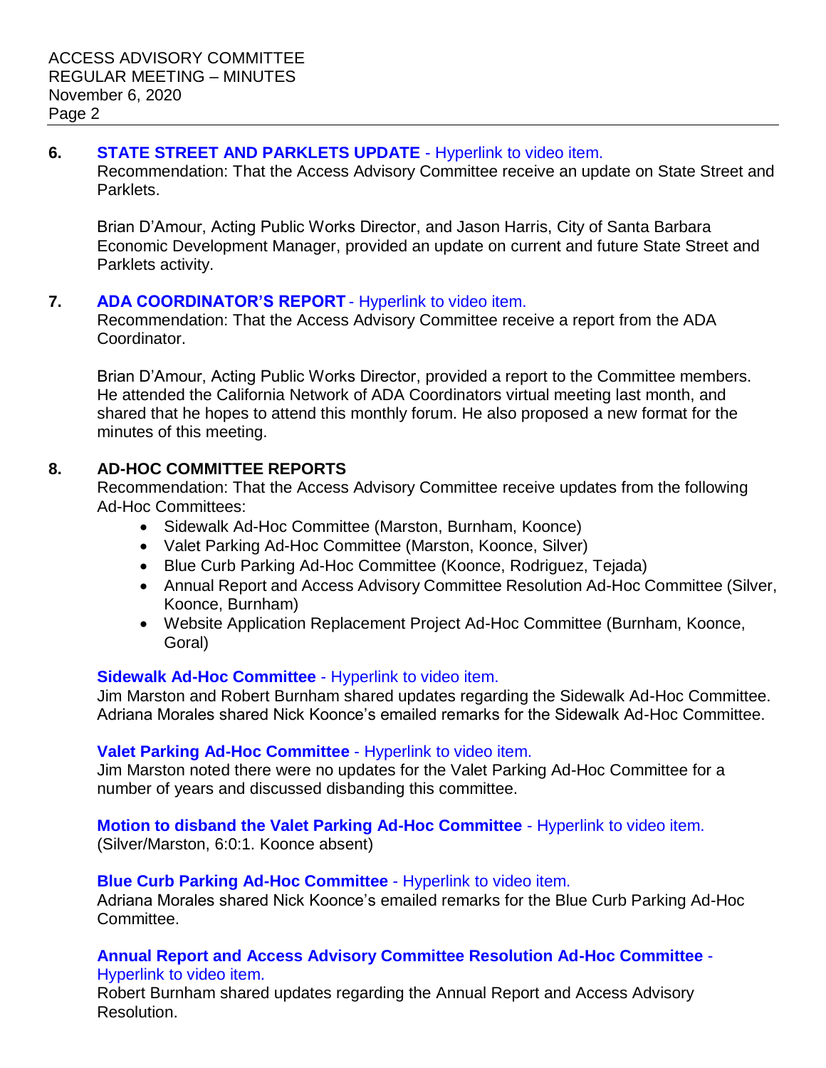**6. STATE STREET AND PARKLETS UPDATE** - Hyperlink to video item.

Recommendation: That the Access Advisory Committee receive an update on State Street and Parklets.

Brian D'Amour, Acting Public Works Director, and Jason Harris, City of Santa Barbara Economic Development Manager, provided an update on current and future State Street and Parklets activity.

**7. ADA COORDINATOR'S REPORT** - Hyperlink to video item.

Recommendation: That the Access Advisory Committee receive a report from the ADA Coordinator.

Brian D'Amour, Acting Public Works Director, provided a report to the Committee members. He attended the California Network of ADA Coordinators virtual meeting last month, and shared that he hopes to attend this monthly forum. He also proposed a new format for the minutes of this meeting.

**8. AD-HOC COMMITTEE REPORTS**

Recommendation: That the Access Advisory Committee receive updates from the following Ad-Hoc Committees:

- Sidewalk Ad-Hoc Committee (Marston, Burnham, Koonce)
- Valet Parking Ad-Hoc Committee (Marston, Koonce, Silver)
- Blue Curb Parking Ad-Hoc Committee (Koonce, Rodriguez, Tejada)
- Annual Report and Access Advisory Committee Resolution Ad-Hoc Committee (Silver, Koonce, Burnham)
- Website Application Replacement Project Ad-Hoc Committee (Burnham, Koonce, Goral)

**Sidewalk Ad-Hoc Committee** - Hyperlink to video item.

Jim Marston and Robert Burnham shared updates regarding the Sidewalk Ad-Hoc Committee. Adriana Morales shared Nick Koonce's emailed remarks for the Sidewalk Ad-Hoc Committee.

**Valet Parking Ad-Hoc Committee** - Hyperlink to video item.

Jim Marston noted there were no updates for the Valet Parking Ad-Hoc Committee for a number of years and discussed disbanding this committee.

**Motion to disband the Valet Parking Ad-Hoc Committee** - Hyperlink to video item.

(Silver/Marston, 6:0:1. Koonce absent)

**Blue Curb Parking Ad-Hoc Committee** - Hyperlink to video item.

Adriana Morales shared Nick Koonce's emailed remarks for the Blue Curb Parking Ad-Hoc Committee.

**Annual Report and Access Advisory Committee Resolution Ad-Hoc Committee** - Hyperlink to video item.

Robert Burnham shared updates regarding the Annual Report and Access Advisory Resolution.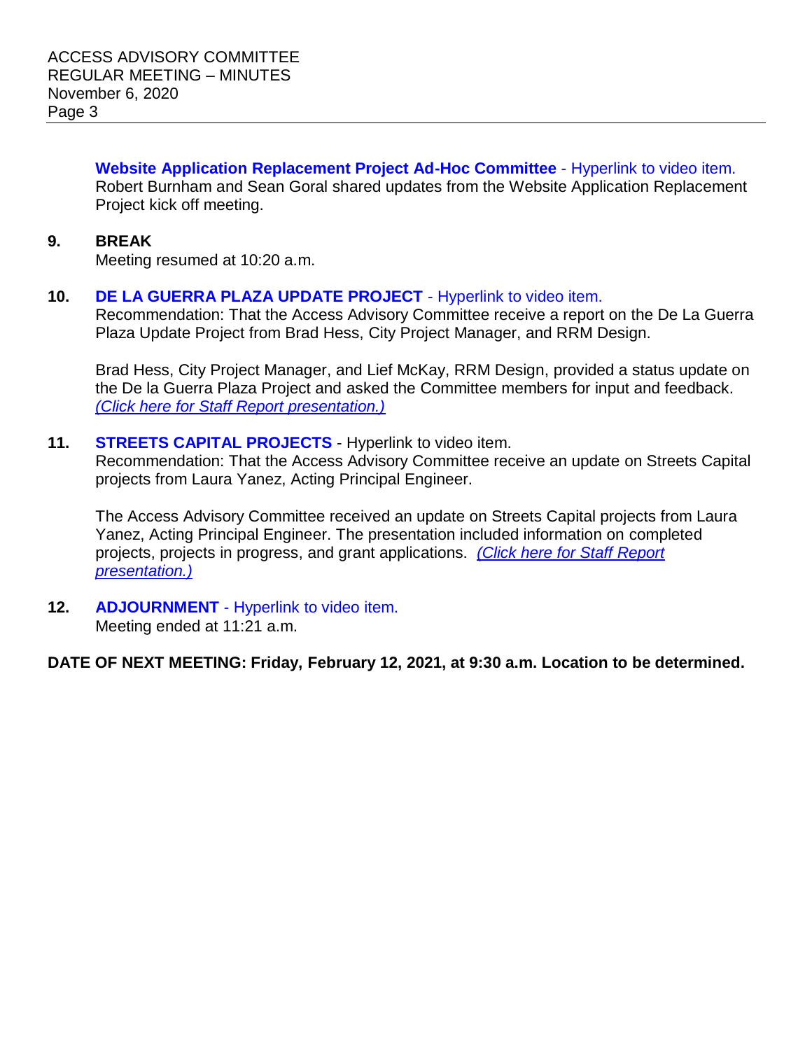**Website Application Replacement Project Ad-Hoc Committee** - Hyperlink to video item.
Robert Burnham and Sean Goral shared updates from the Website Application Replacement Project kick off meeting.

**9. BREAK**

Meeting resumed at 10:20 a.m.

**10. DE LA GUERRA PLAZA UPDATE PROJECT** - Hyperlink to video item.

Recommendation: That the Access Advisory Committee receive a report on the De La Guerra Plaza Update Project from Brad Hess, City Project Manager, and RRM Design.

Brad Hess, City Project Manager, and Lief McKay, RRM Design, provided a status update on the De la Guerra Plaza Project and asked the Committee members for input and feedback. *(Click here for Staff Report presentation.)*

**11. STREETS CAPITAL PROJECTS** - Hyperlink to video item.

Recommendation: That the Access Advisory Committee receive an update on Streets Capital projects from Laura Yanez, Acting Principal Engineer.

The Access Advisory Committee received an update on Streets Capital projects from Laura Yanez, Acting Principal Engineer. The presentation included information on completed projects, projects in progress, and grant applications. *(Click here for Staff Report presentation.)*

**12. ADJOURNMENT** - Hyperlink to video item.

Meeting ended at 11:21 a.m.

**DATE OF NEXT MEETING: Friday, February 12, 2021, at 9:30 a.m. Location to be determined.**